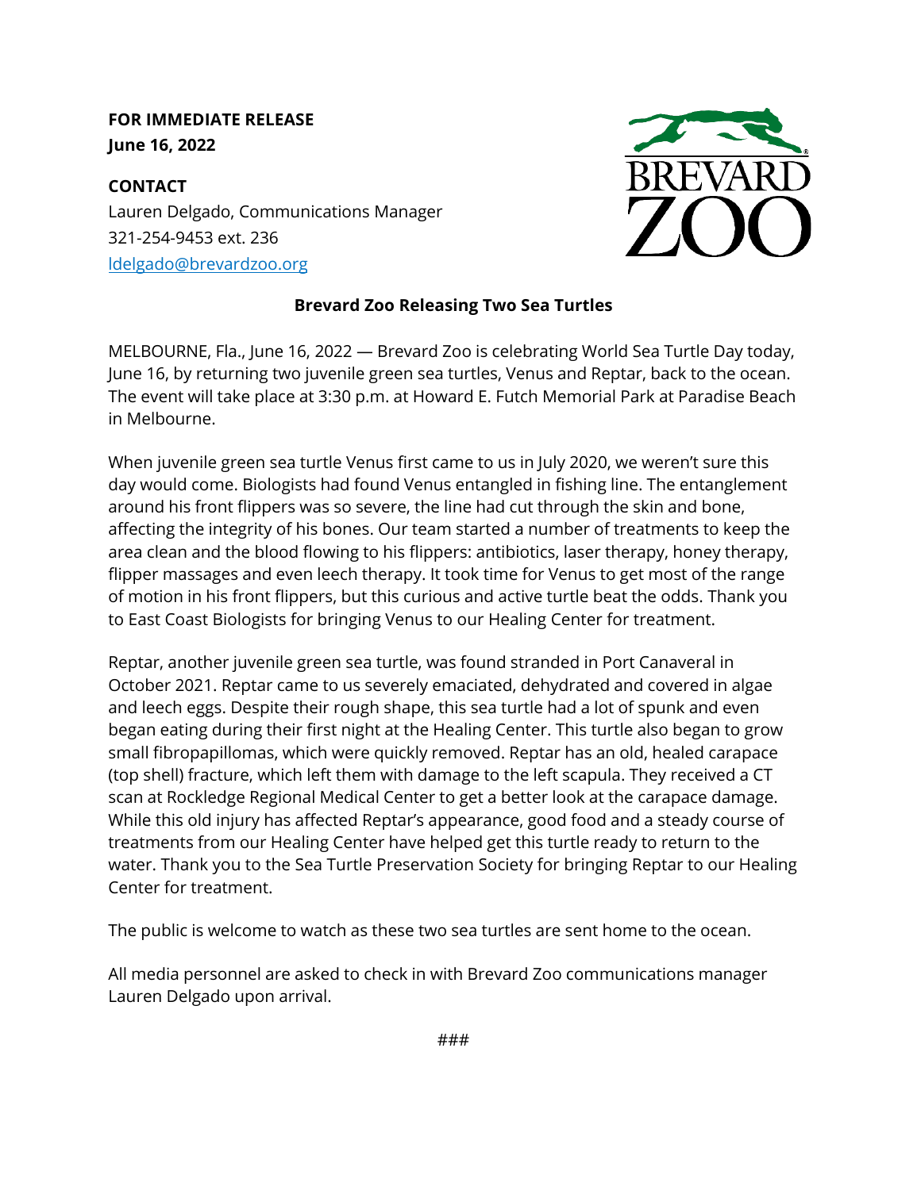**FOR IMMEDIATE RELEASE**
**June 16, 2022**

**CONTACT**
Lauren Delgado, Communications Manager
321-254-9453 ext. 236
ldelgado@brevardzoo.org

BREVARD ZOO

## Brevard Zoo Releasing Two Sea Turtles

MELBOURNE, Fla., June 16, 2022 — Brevard Zoo is celebrating World Sea Turtle Day today, June 16, by returning two juvenile green sea turtles, Venus and Reptar, back to the ocean. The event will take place at 3:30 p.m. at Howard E. Futch Memorial Park at Paradise Beach in Melbourne.

When juvenile green sea turtle Venus first came to us in July 2020, we weren't sure this day would come. Biologists had found Venus entangled in fishing line. The entanglement around his front flippers was so severe, the line had cut through the skin and bone, affecting the integrity of his bones. Our team started a number of treatments to keep the area clean and the blood flowing to his flippers: antibiotics, laser therapy, honey therapy, flipper massages and even leech therapy. It took time for Venus to get most of the range of motion in his front flippers, but this curious and active turtle beat the odds. Thank you to East Coast Biologists for bringing Venus to our Healing Center for treatment.

Reptar, another juvenile green sea turtle, was found stranded in Port Canaveral in October 2021. Reptar came to us severely emaciated, dehydrated and covered in algae and leech eggs. Despite their rough shape, this sea turtle had a lot of spunk and even began eating during their first night at the Healing Center. This turtle also began to grow small fibropapillomas, which were quickly removed. Reptar has an old, healed carapace (top shell) fracture, which left them with damage to the left scapula. They received a CT scan at Rockledge Regional Medical Center to get a better look at the carapace damage. While this old injury has affected Reptar's appearance, good food and a steady course of treatments from our Healing Center have helped get this turtle ready to return to the water. Thank you to the Sea Turtle Preservation Society for bringing Reptar to our Healing Center for treatment.

The public is welcome to watch as these two sea turtles are sent home to the ocean.

All media personnel are asked to check in with Brevard Zoo communications manager Lauren Delgado upon arrival.

###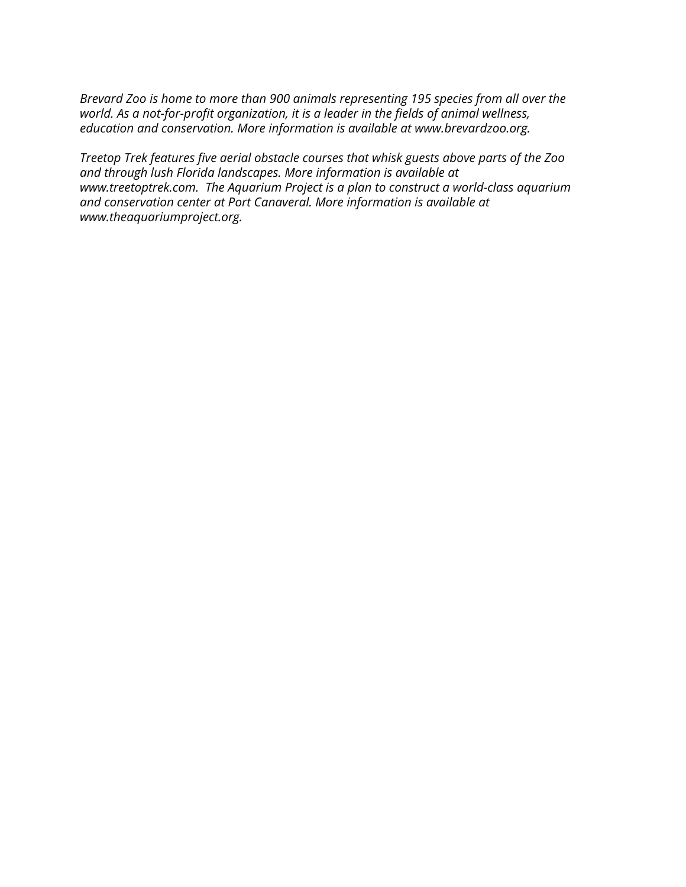*Brevard Zoo is home to more than 900 animals representing 195 species from all over the world. As a not-for-profit organization, it is a leader in the fields of animal wellness, education and conservation. More information is available at www.brevardzoo.org.*

*Treetop Trek features five aerial obstacle courses that whisk guests above parts of the Zoo and through lush Florida landscapes. More information is available at www.treetoptrek.com.  The Aquarium Project is a plan to construct a world-class aquarium and conservation center at Port Canaveral. More information is available at www.theaquariumproject.org.*